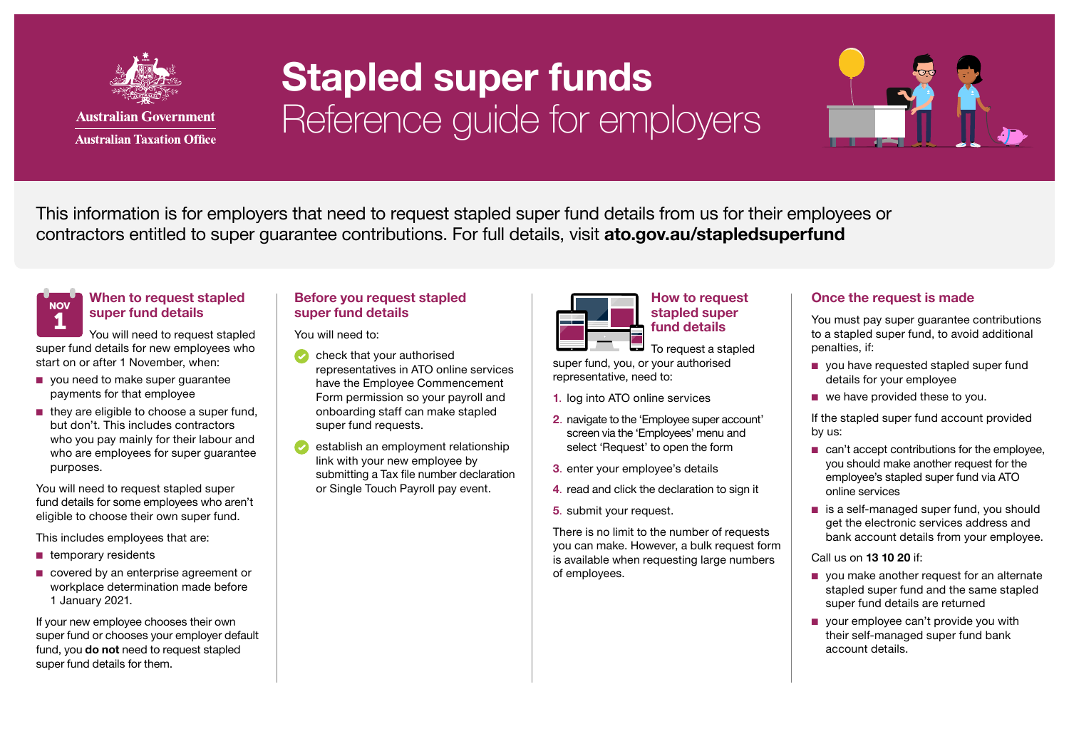Australian Government
Australian Taxation Office

# Stapled super funds
## Reference guide for employers

This information is for employers that need to request stapled super fund details from us for their employees or contractors entitled to super guarantee contributions. For full details, visit **ato.gov.au/stapledsuperfund**

### When to request stapled super fund details

You will need to request stapled super fund details for new employees who start on or after 1 November, when:

- you need to make super guarantee payments for that employee
- they are eligible to choose a super fund, but don't. This includes contractors who you pay mainly for their labour and who are employees for super guarantee purposes.

You will need to request stapled super fund details for some employees who aren't eligible to choose their own super fund.

This includes employees that are:

- temporary residents
- covered by an enterprise agreement or workplace determination made before 1 January 2021.

If your new employee chooses their own super fund or chooses your employer default fund, you **do not** need to request stapled super fund details for them.

### Before you request stapled super fund details

You will need to:

- check that your authorised representatives in ATO online services have the Employee Commencement Form permission so your payroll and onboarding staff can make stapled super fund requests.
- establish an employment relationship link with your new employee by submitting a Tax file number declaration or Single Touch Payroll pay event.

### How to request stapled super fund details

To request a stapled super fund, you, or your authorised representative, need to:

1. log into ATO online services
2. navigate to the 'Employee super account' screen via the 'Employees' menu and select 'Request' to open the form
3. enter your employee's details
4. read and click the declaration to sign it
5. submit your request.

There is no limit to the number of requests you can make. However, a bulk request form is available when requesting large numbers of employees.

### Once the request is made

You must pay super guarantee contributions to a stapled super fund, to avoid additional penalties, if:

- you have requested stapled super fund details for your employee
- we have provided these to you.

If the stapled super fund account provided by us:

- can't accept contributions for the employee, you should make another request for the employee's stapled super fund via ATO online services
- is a self-managed super fund, you should get the electronic services address and bank account details from your employee.

Call us on **13 10 20** if:

- you make another request for an alternate stapled super fund and the same stapled super fund details are returned
- your employee can't provide you with their self-managed super fund bank account details.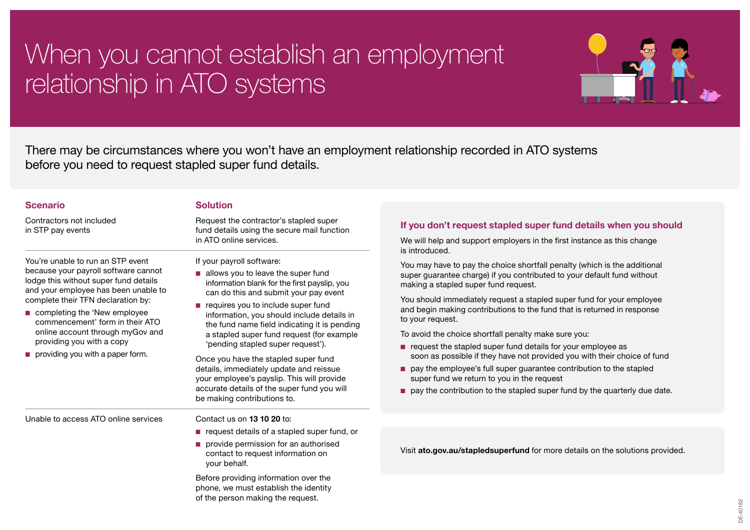# When you cannot establish an employment relationship in ATO systems

There may be circumstances where you won't have an employment relationship recorded in ATO systems before you need to request stapled super fund details.

| Scenario | Solution |
|---|---|
| Contractors not included in STP pay events | Request the contractor's stapled super fund details using the secure mail function in ATO online services. |
| You're unable to run an STP event because your payroll software cannot lodge this without super fund details and your employee has been unable to complete their TFN declaration by:<br>■ completing the 'New employee commencement' form in their ATO online account through myGov and providing you with a copy<br>■ providing you with a paper form. | If your payroll software:<br>■ allows you to leave the super fund information blank for the first payslip, you can do this and submit your pay event<br>■ requires you to include super fund information, you should include details in the fund name field indicating it is pending a stapled super fund request (for example 'pending stapled super request').<br>Once you have the stapled super fund details, immediately update and reissue your employee's payslip. This will provide accurate details of the super fund you will be making contributions to. |
| Unable to access ATO online services | Contact us on **13 10 20** to:<br>■ request details of a stapled super fund, or<br>■ provide permission for an authorised contact to request information on your behalf.<br>Before providing information over the phone, we must establish the identity of the person making the request. |

## If you don't request stapled super fund details when you should

We will help and support employers in the first instance as this change is introduced.

You may have to pay the choice shortfall penalty (which is the additional super guarantee charge) if you contributed to your default fund without making a stapled super fund request.

You should immediately request a stapled super fund for your employee and begin making contributions to the fund that is returned in response to your request.

To avoid the choice shortfall penalty make sure you:

- request the stapled super fund details for your employee as soon as possible if they have not provided you with their choice of fund
- pay the employee's full super guarantee contribution to the stapled super fund we return to you in the request
- pay the contribution to the stapled super fund by the quarterly due date.

Visit **ato.gov.au/stapledsuperfund** for more details on the solutions provided.

DE-40182